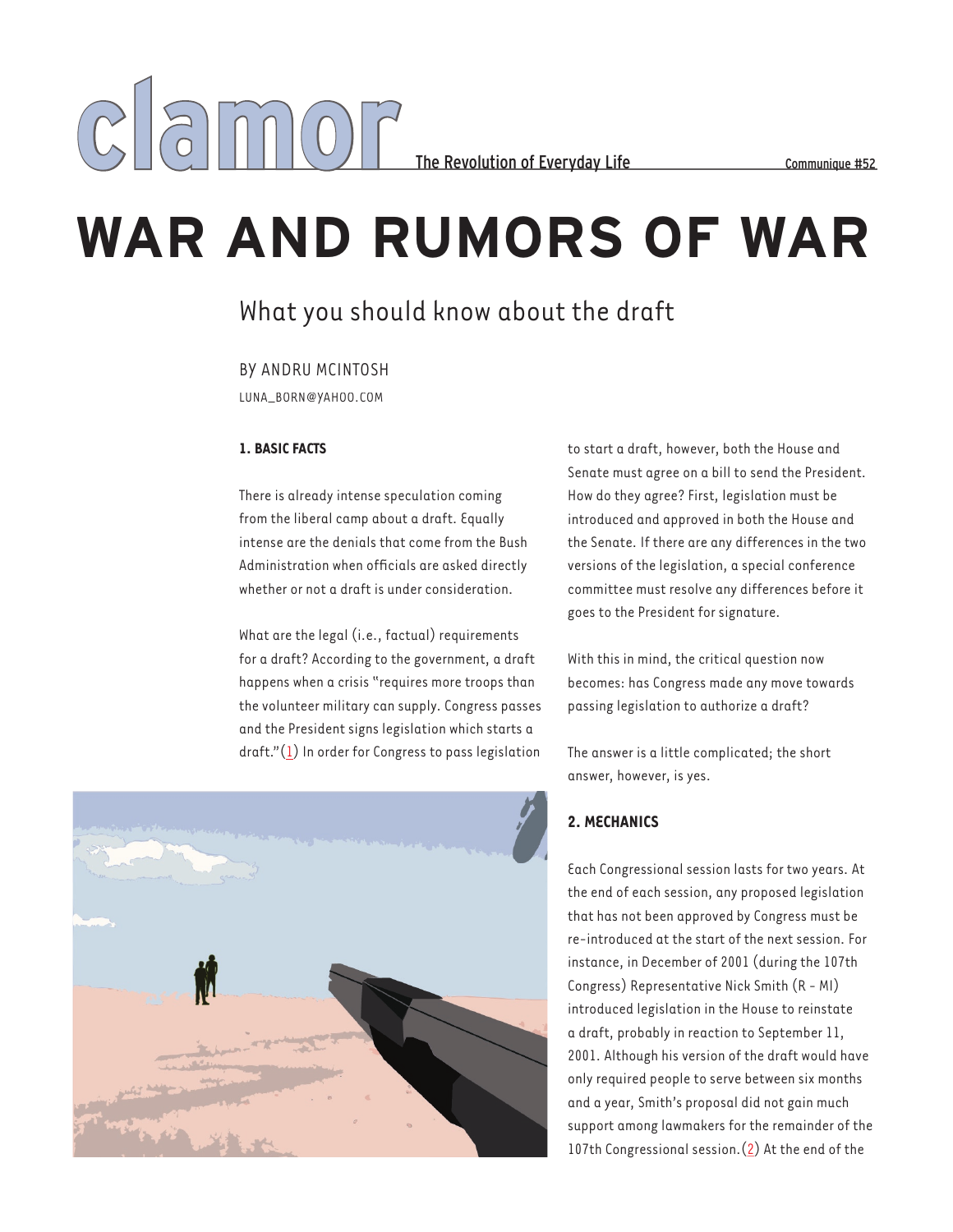clamor The Revolution of Everyday Life — Communique #52

# WAR AND RUMORS OF WAR

## What you should know about the draft

BY ANDRU MCINTOSH
LUNA_BORN@YAHOO.COM

### 1. BASIC FACTS

There is already intense speculation coming from the liberal camp about a draft. Equally intense are the denials that come from the Bush Administration when officials are asked directly whether or not a draft is under consideration.

What are the legal (i.e., factual) requirements for a draft? According to the government, a draft happens when a crisis "requires more troops than the volunteer military can supply. Congress passes and the President signs legislation which starts a draft."(1) In order for Congress to pass legislation to start a draft, however, both the House and Senate must agree on a bill to send the President. How do they agree? First, legislation must be introduced and approved in both the House and the Senate. If there are any differences in the two versions of the legislation, a special conference committee must resolve any differences before it goes to the President for signature.

With this in mind, the critical question now becomes: has Congress made any move towards passing legislation to authorize a draft?

The answer is a little complicated; the short answer, however, is yes.

### 2. MECHANICS

Each Congressional session lasts for two years. At the end of each session, any proposed legislation that has not been approved by Congress must be re-introduced at the start of the next session. For instance, in December of 2001 (during the 107th Congress) Representative Nick Smith (R - MI) introduced legislation in the House to reinstate a draft, probably in reaction to September 11, 2001. Although his version of the draft would have only required people to serve between six months and a year, Smith's proposal did not gain much support among lawmakers for the remainder of the 107th Congressional session.(2) At the end of the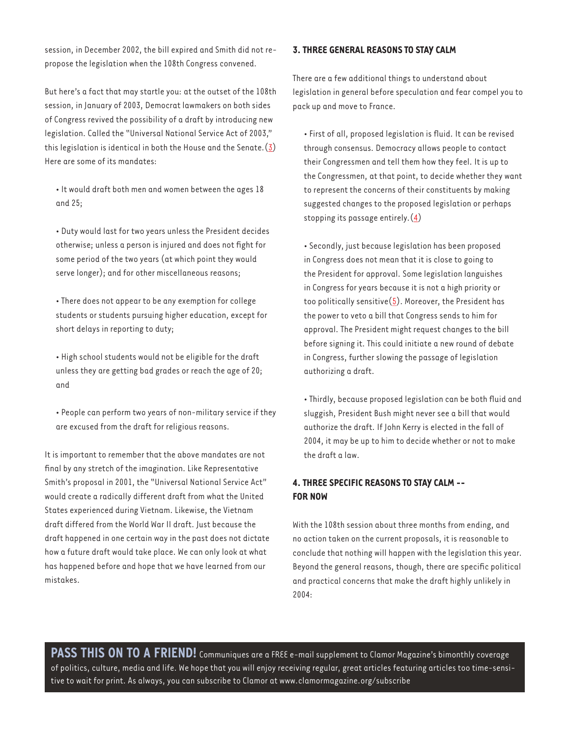session, in December 2002, the bill expired and Smith did not re-propose the legislation when the 108th Congress convened.

But here's a fact that may startle you: at the outset of the 108th session, in January of 2003, Democrat lawmakers on both sides of Congress revived the possibility of a draft by introducing new legislation. Called the "Universal National Service Act of 2003," this legislation is identical in both the House and the Senate. (3) Here are some of its mandates:

- It would draft both men and women between the ages 18 and 25;
- Duty would last for two years unless the President decides otherwise; unless a person is injured and does not fight for some period of the two years (at which point they would serve longer); and for other miscellaneous reasons;
- There does not appear to be any exemption for college students or students pursuing higher education, except for short delays in reporting to duty;
- High school students would not be eligible for the draft unless they are getting bad grades or reach the age of 20; and
- People can perform two years of non-military service if they are excused from the draft for religious reasons.

It is important to remember that the above mandates are not final by any stretch of the imagination. Like Representative Smith's proposal in 2001, the "Universal National Service Act" would create a radically different draft from what the United States experienced during Vietnam. Likewise, the Vietnam draft differed from the World War II draft. Just because the draft happened in one certain way in the past does not dictate how a future draft would take place. We can only look at what has happened before and hope that we have learned from our mistakes.

### 3. THREE GENERAL REASONS TO STAY CALM

There are a few additional things to understand about legislation in general before speculation and fear compel you to pack up and move to France.

- First of all, proposed legislation is fluid. It can be revised through consensus. Democracy allows people to contact their Congressmen and tell them how they feel. It is up to the Congressmen, at that point, to decide whether they want to represent the concerns of their constituents by making suggested changes to the proposed legislation or perhaps stopping its passage entirely. (4)
- Secondly, just because legislation has been proposed in Congress does not mean that it is close to going to the President for approval. Some legislation languishes in Congress for years because it is not a high priority or too politically sensitive(5). Moreover, the President has the power to veto a bill that Congress sends to him for approval. The President might request changes to the bill before signing it. This could initiate a new round of debate in Congress, further slowing the passage of legislation authorizing a draft.
- Thirdly, because proposed legislation can be both fluid and sluggish, President Bush might never see a bill that would authorize the draft. If John Kerry is elected in the fall of 2004, it may be up to him to decide whether or not to make the draft a law.

### 4. THREE SPECIFIC REASONS TO STAY CALM -- FOR NOW

With the 108th session about three months from ending, and no action taken on the current proposals, it is reasonable to conclude that nothing will happen with the legislation this year. Beyond the general reasons, though, there are specific political and practical concerns that make the draft highly unlikely in 2004:

**PASS THIS ON TO A FRIEND!** Communiques are a FREE e-mail supplement to Clamor Magazine's bimonthly coverage of politics, culture, media and life. We hope that you will enjoy receiving regular, great articles featuring articles too time-sensitive to wait for print. As always, you can subscribe to Clamor at www.clamormagazine.org/subscribe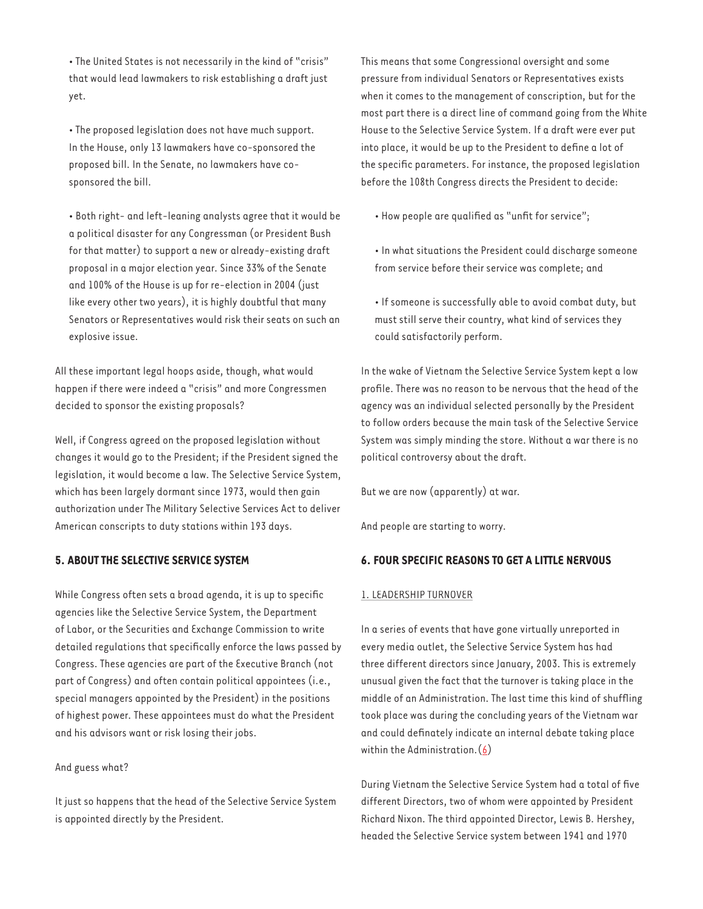- The United States is not necessarily in the kind of "crisis" that would lead lawmakers to risk establishing a draft just yet.

- The proposed legislation does not have much support. In the House, only 13 lawmakers have co-sponsored the proposed bill. In the Senate, no lawmakers have co-sponsored the bill.

- Both right- and left-leaning analysts agree that it would be a political disaster for any Congressman (or President Bush for that matter) to support a new or already-existing draft proposal in a major election year. Since 33% of the Senate and 100% of the House is up for re-election in 2004 (just like every other two years), it is highly doubtful that many Senators or Representatives would risk their seats on such an explosive issue.

All these important legal hoops aside, though, what would happen if there were indeed a "crisis" and more Congressmen decided to sponsor the existing proposals?

Well, if Congress agreed on the proposed legislation without changes it would go to the President; if the President signed the legislation, it would become a law. The Selective Service System, which has been largely dormant since 1973, would then gain authorization under The Military Selective Services Act to deliver American conscripts to duty stations within 193 days.

## 5. ABOUT THE SELECTIVE SERVICE SYSTEM

While Congress often sets a broad agenda, it is up to specific agencies like the Selective Service System, the Department of Labor, or the Securities and Exchange Commission to write detailed regulations that specifically enforce the laws passed by Congress. These agencies are part of the Executive Branch (not part of Congress) and often contain political appointees (i.e., special managers appointed by the President) in the positions of highest power. These appointees must do what the President and his advisors want or risk losing their jobs.

And guess what?

It just so happens that the head of the Selective Service System is appointed directly by the President.

This means that some Congressional oversight and some pressure from individual Senators or Representatives exists when it comes to the management of conscription, but for the most part there is a direct line of command going from the White House to the Selective Service System. If a draft were ever put into place, it would be up to the President to define a lot of the specific parameters. For instance, the proposed legislation before the 108th Congress directs the President to decide:

- How people are qualified as "unfit for service";

- In what situations the President could discharge someone from service before their service was complete; and

- If someone is successfully able to avoid combat duty, but must still serve their country, what kind of services they could satisfactorily perform.

In the wake of Vietnam the Selective Service System kept a low profile. There was no reason to be nervous that the head of the agency was an individual selected personally by the President to follow orders because the main task of the Selective Service System was simply minding the store. Without a war there is no political controversy about the draft.

But we are now (apparently) at war.

And people are starting to worry.

## 6. FOUR SPECIFIC REASONS TO GET A LITTLE NERVOUS

### 1. LEADERSHIP TURNOVER

In a series of events that have gone virtually unreported in every media outlet, the Selective Service System has had three different directors since January, 2003. This is extremely unusual given the fact that the turnover is taking place in the middle of an Administration. The last time this kind of shuffling took place was during the concluding years of the Vietnam war and could definately indicate an internal debate taking place within the Administration.(6)

During Vietnam the Selective Service System had a total of five different Directors, two of whom were appointed by President Richard Nixon. The third appointed Director, Lewis B. Hershey, headed the Selective Service system between 1941 and 1970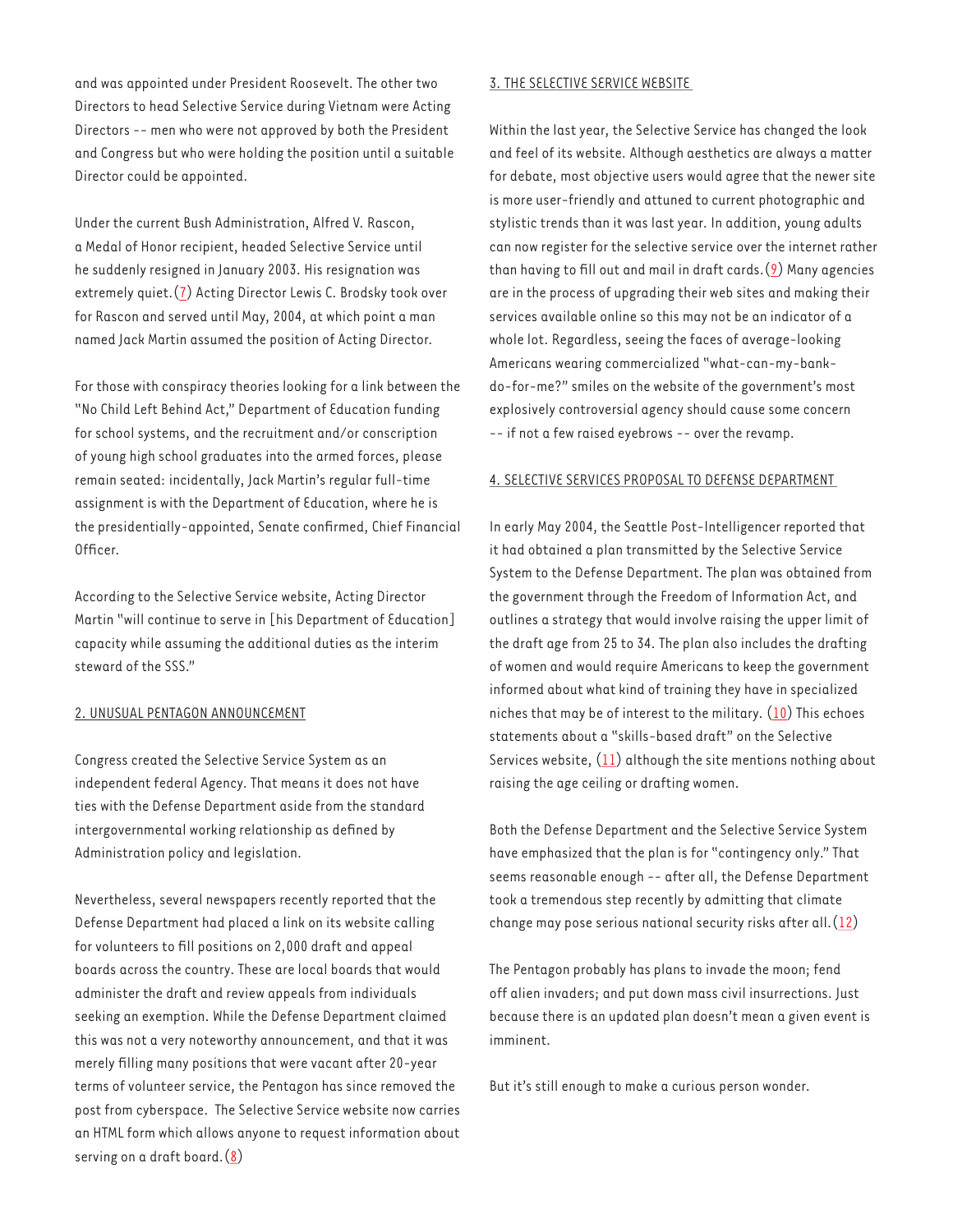and was appointed under President Roosevelt. The other two Directors to head Selective Service during Vietnam were Acting Directors -- men who were not approved by both the President and Congress but who were holding the position until a suitable Director could be appointed.

Under the current Bush Administration, Alfred V. Rascon, a Medal of Honor recipient, headed Selective Service until he suddenly resigned in January 2003. His resignation was extremely quiet.(7) Acting Director Lewis C. Brodsky took over for Rascon and served until May, 2004, at which point a man named Jack Martin assumed the position of Acting Director.

For those with conspiracy theories looking for a link between the "No Child Left Behind Act," Department of Education funding for school systems, and the recruitment and/or conscription of young high school graduates into the armed forces, please remain seated: incidentally, Jack Martin's regular full-time assignment is with the Department of Education, where he is the presidentially-appointed, Senate confirmed, Chief Financial Officer.

According to the Selective Service website, Acting Director Martin "will continue to serve in [his Department of Education] capacity while assuming the additional duties as the interim steward of the SSS."

## 2. UNUSUAL PENTAGON ANNOUNCEMENT

Congress created the Selective Service System as an independent federal Agency. That means it does not have ties with the Defense Department aside from the standard intergovernmental working relationship as defined by Administration policy and legislation.

Nevertheless, several newspapers recently reported that the Defense Department had placed a link on its website calling for volunteers to fill positions on 2,000 draft and appeal boards across the country. These are local boards that would administer the draft and review appeals from individuals seeking an exemption. While the Defense Department claimed this was not a very noteworthy announcement, and that it was merely filling many positions that were vacant after 20-year terms of volunteer service, the Pentagon has since removed the post from cyberspace. The Selective Service website now carries an HTML form which allows anyone to request information about serving on a draft board.(8)

## 3. THE SELECTIVE SERVICE WEBSITE

Within the last year, the Selective Service has changed the look and feel of its website. Although aesthetics are always a matter for debate, most objective users would agree that the newer site is more user-friendly and attuned to current photographic and stylistic trends than it was last year. In addition, young adults can now register for the selective service over the internet rather than having to fill out and mail in draft cards.(9) Many agencies are in the process of upgrading their web sites and making their services available online so this may not be an indicator of a whole lot. Regardless, seeing the faces of average-looking Americans wearing commercialized "what-can-my-bank-do-for-me?" smiles on the website of the government's most explosively controversial agency should cause some concern -- if not a few raised eyebrows -- over the revamp.

## 4. SELECTIVE SERVICES PROPOSAL TO DEFENSE DEPARTMENT

In early May 2004, the Seattle Post-Intelligencer reported that it had obtained a plan transmitted by the Selective Service System to the Defense Department. The plan was obtained from the government through the Freedom of Information Act, and outlines a strategy that would involve raising the upper limit of the draft age from 25 to 34. The plan also includes the drafting of women and would require Americans to keep the government informed about what kind of training they have in specialized niches that may be of interest to the military. (10) This echoes statements about a "skills-based draft" on the Selective Services website, (11) although the site mentions nothing about raising the age ceiling or drafting women.

Both the Defense Department and the Selective Service System have emphasized that the plan is for "contingency only." That seems reasonable enough -- after all, the Defense Department took a tremendous step recently by admitting that climate change may pose serious national security risks after all.(12)

The Pentagon probably has plans to invade the moon; fend off alien invaders; and put down mass civil insurrections. Just because there is an updated plan doesn't mean a given event is imminent.

But it's still enough to make a curious person wonder.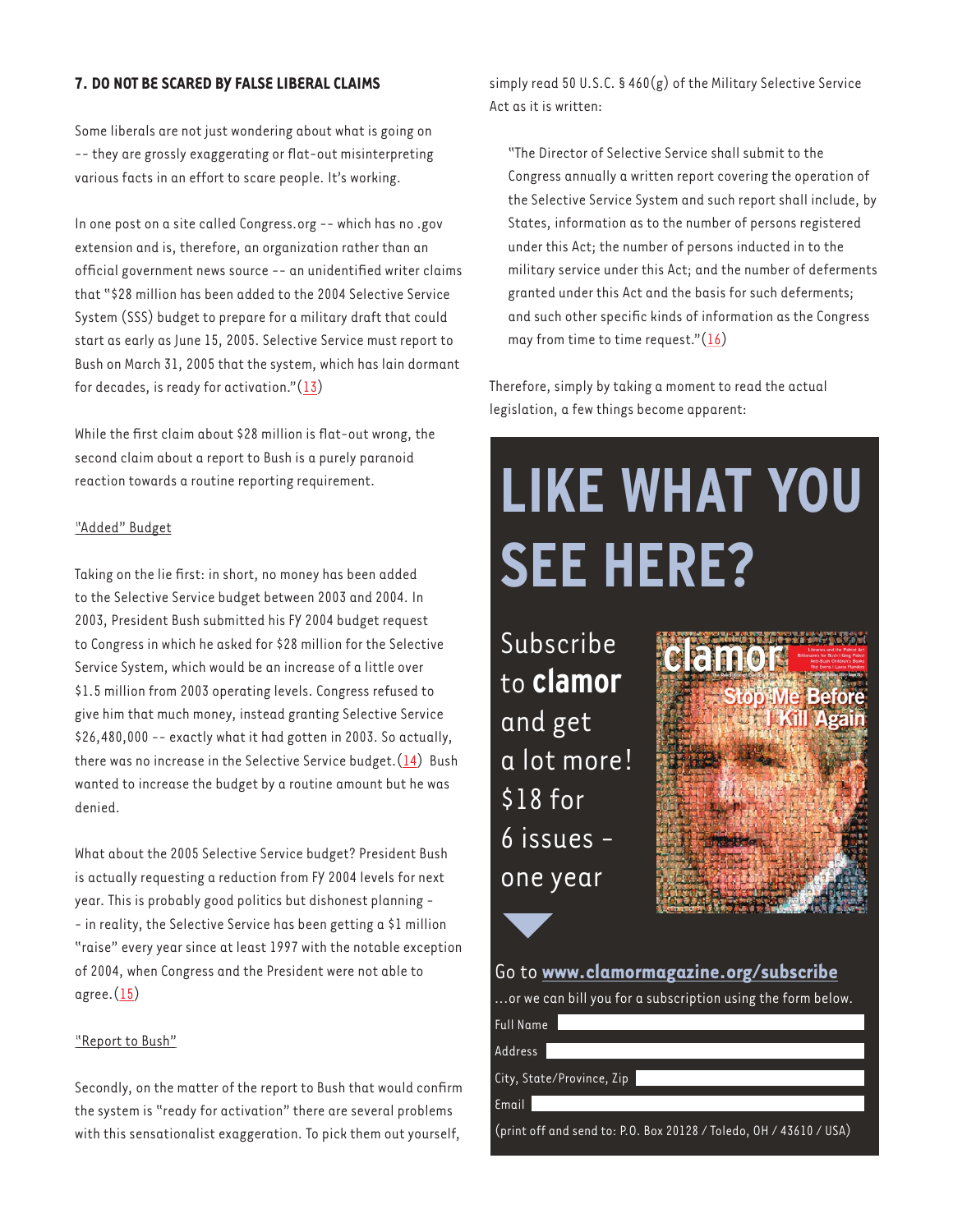### 7. DO NOT BE SCARED BY FALSE LIBERAL CLAIMS

Some liberals are not just wondering about what is going on -- they are grossly exaggerating or flat-out misinterpreting various facts in an effort to scare people. It's working.

In one post on a site called Congress.org -- which has no .gov extension and is, therefore, an organization rather than an official government news source -- an unidentified writer claims that "$28 million has been added to the 2004 Selective Service System (SSS) budget to prepare for a military draft that could start as early as June 15, 2005. Selective Service must report to Bush on March 31, 2005 that the system, which has lain dormant for decades, is ready for activation."(13)

While the first claim about $28 million is flat-out wrong, the second claim about a report to Bush is a purely paranoid reaction towards a routine reporting requirement.

"Added" Budget

Taking on the lie first: in short, no money has been added to the Selective Service budget between 2003 and 2004. In 2003, President Bush submitted his FY 2004 budget request to Congress in which he asked for $28 million for the Selective Service System, which would be an increase of a little over $1.5 million from 2003 operating levels. Congress refused to give him that much money, instead granting Selective Service $26,480,000 -- exactly what it had gotten in 2003. So actually, there was no increase in the Selective Service budget.(14) Bush wanted to increase the budget by a routine amount but he was denied.

What about the 2005 Selective Service budget? President Bush is actually requesting a reduction from FY 2004 levels for next year. This is probably good politics but dishonest planning -- in reality, the Selective Service has been getting a $1 million "raise" every year since at least 1997 with the notable exception of 2004, when Congress and the President were not able to agree.(15)

"Report to Bush"

Secondly, on the matter of the report to Bush that would confirm the system is "ready for activation" there are several problems with this sensationalist exaggeration. To pick them out yourself, simply read 50 U.S.C. § 460(g) of the Military Selective Service Act as it is written:

> "The Director of Selective Service shall submit to the Congress annually a written report covering the operation of the Selective Service System and such report shall include, by States, information as to the number of persons registered under this Act; the number of persons inducted in to the military service under this Act; and the number of deferments granted under this Act and the basis for such deferments; and such other specific kinds of information as the Congress may from time to time request."(16)

Therefore, simply by taking a moment to read the actual legislation, a few things become apparent:

## LIKE WHAT YOU SEE HERE?

Subscribe to **clamor** and get a lot more! $18 for 6 issues – one year

Go to **www.clamormagazine.org/subscribe**

...or we can bill you for a subscription using the form below.

Full Name

Address

City, State/Province, Zip

Email

(print off and send to: P.O. Box 20128 / Toledo, OH / 43610 / USA)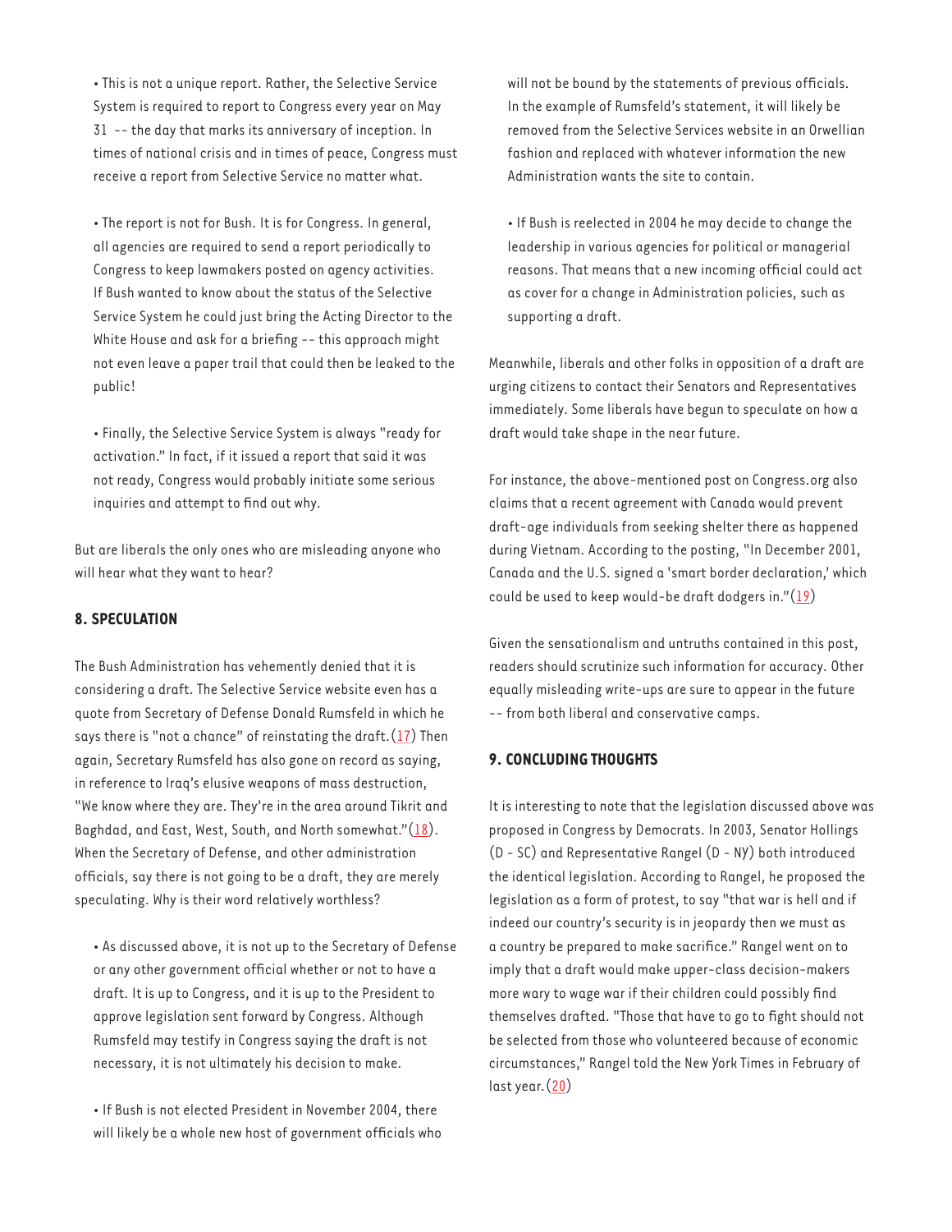- This is not a unique report. Rather, the Selective Service System is required to report to Congress every year on May 31 -- the day that marks its anniversary of inception. In times of national crisis and in times of peace, Congress must receive a report from Selective Service no matter what.

- The report is not for Bush. It is for Congress. In general, all agencies are required to send a report periodically to Congress to keep lawmakers posted on agency activities. If Bush wanted to know about the status of the Selective Service System he could just bring the Acting Director to the White House and ask for a briefing -- this approach might not even leave a paper trail that could then be leaked to the public!

- Finally, the Selective Service System is always "ready for activation." In fact, if it issued a report that said it was not ready, Congress would probably initiate some serious inquiries and attempt to find out why.

But are liberals the only ones who are misleading anyone who will hear what they want to hear?

### 8. SPECULATION

The Bush Administration has vehemently denied that it is considering a draft. The Selective Service website even has a quote from Secretary of Defense Donald Rumsfeld in which he says there is "not a chance" of reinstating the draft.(17) Then again, Secretary Rumsfeld has also gone on record as saying, in reference to Iraq's elusive weapons of mass destruction, "We know where they are. They're in the area around Tikrit and Baghdad, and East, West, South, and North somewhat."(18). When the Secretary of Defense, and other administration officials, say there is not going to be a draft, they are merely speculating. Why is their word relatively worthless?

- As discussed above, it is not up to the Secretary of Defense or any other government official whether or not to have a draft. It is up to Congress, and it is up to the President to approve legislation sent forward by Congress. Although Rumsfeld may testify in Congress saying the draft is not necessary, it is not ultimately his decision to make.

- If Bush is not elected President in November 2004, there will likely be a whole new host of government officials who will not be bound by the statements of previous officials. In the example of Rumsfeld's statement, it will likely be removed from the Selective Services website in an Orwellian fashion and replaced with whatever information the new Administration wants the site to contain.

- If Bush is reelected in 2004 he may decide to change the leadership in various agencies for political or managerial reasons. That means that a new incoming official could act as cover for a change in Administration policies, such as supporting a draft.

Meanwhile, liberals and other folks in opposition of a draft are urging citizens to contact their Senators and Representatives immediately. Some liberals have begun to speculate on how a draft would take shape in the near future.

For instance, the above-mentioned post on Congress.org also claims that a recent agreement with Canada would prevent draft-age individuals from seeking shelter there as happened during Vietnam. According to the posting, "In December 2001, Canada and the U.S. signed a 'smart border declaration,' which could be used to keep would-be draft dodgers in."(19)

Given the sensationalism and untruths contained in this post, readers should scrutinize such information for accuracy. Other equally misleading write-ups are sure to appear in the future -- from both liberal and conservative camps.

### 9. CONCLUDING THOUGHTS

It is interesting to note that the legislation discussed above was proposed in Congress by Democrats. In 2003, Senator Hollings (D - SC) and Representative Rangel (D - NY) both introduced the identical legislation. According to Rangel, he proposed the legislation as a form of protest, to say "that war is hell and if indeed our country's security is in jeopardy then we must as a country be prepared to make sacrifice." Rangel went on to imply that a draft would make upper-class decision-makers more wary to wage war if their children could possibly find themselves drafted. "Those that have to go to fight should not be selected from those who volunteered because of economic circumstances," Rangel told the New York Times in February of last year.(20)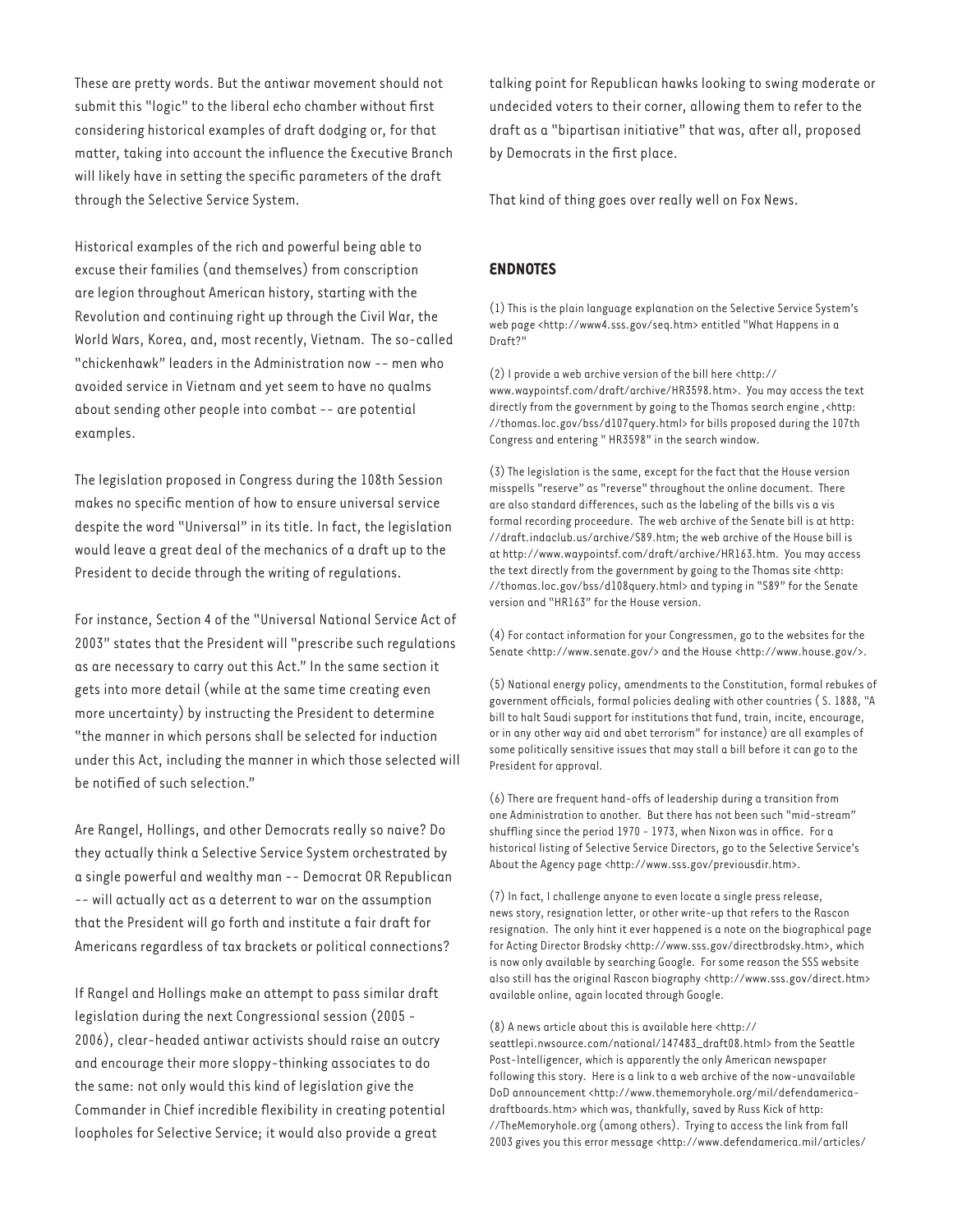These are pretty words. But the antiwar movement should not submit this "logic" to the liberal echo chamber without first considering historical examples of draft dodging or, for that matter, taking into account the influence the Executive Branch will likely have in setting the specific parameters of the draft through the Selective Service System.

Historical examples of the rich and powerful being able to excuse their families (and themselves) from conscription are legion throughout American history, starting with the Revolution and continuing right up through the Civil War, the World Wars, Korea, and, most recently, Vietnam. The so-called "chickenhawk" leaders in the Administration now -- men who avoided service in Vietnam and yet seem to have no qualms about sending other people into combat -- are potential examples.

The legislation proposed in Congress during the 108th Session makes no specific mention of how to ensure universal service despite the word "Universal" in its title. In fact, the legislation would leave a great deal of the mechanics of a draft up to the President to decide through the writing of regulations.

For instance, Section 4 of the "Universal National Service Act of 2003" states that the President will "prescribe such regulations as are necessary to carry out this Act." In the same section it gets into more detail (while at the same time creating even more uncertainty) by instructing the President to determine "the manner in which persons shall be selected for induction under this Act, including the manner in which those selected will be notified of such selection."

Are Rangel, Hollings, and other Democrats really so naive? Do they actually think a Selective Service System orchestrated by a single powerful and wealthy man -- Democrat OR Republican -- will actually act as a deterrent to war on the assumption that the President will go forth and institute a fair draft for Americans regardless of tax brackets or political connections?

If Rangel and Hollings make an attempt to pass similar draft legislation during the next Congressional session (2005 - 2006), clear-headed antiwar activists should raise an outcry and encourage their more sloppy-thinking associates to do the same: not only would this kind of legislation give the Commander in Chief incredible flexibility in creating potential loopholes for Selective Service; it would also provide a great talking point for Republican hawks looking to swing moderate or undecided voters to their corner, allowing them to refer to the draft as a "bipartisan initiative" that was, after all, proposed by Democrats in the first place.

That kind of thing goes over really well on Fox News.

## ENDNOTES

(1) This is the plain language explanation on the Selective Service System's web page <http://www4.sss.gov/seq.htm> entitled "What Happens in a Draft?"

(2) I provide a web archive version of the bill here <http://www.waypointsf.com/draft/archive/HR3598.htm>. You may access the text directly from the government by going to the Thomas search engine ,<http://thomas.loc.gov/bss/d107query.html> for bills proposed during the 107th Congress and entering " HR3598" in the search window.

(3) The legislation is the same, except for the fact that the House version misspells "reserve" as "reverse" throughout the online document. There are also standard differences, such as the labeling of the bills vis a vis formal recording proceedure. The web archive of the Senate bill is at http://draft.indaclub.us/archive/S89.htm; the web archive of the House bill is at http://www.waypointsf.com/draft/archive/HR163.htm. You may access the text directly from the government by going to the Thomas site <http://thomas.loc.gov/bss/d108query.html> and typing in "S89" for the Senate version and "HR163" for the House version.

(4) For contact information for your Congressmen, go to the websites for the Senate <http://www.senate.gov/> and the House <http://www.house.gov/>.

(5) National energy policy, amendments to the Constitution, formal rebukes of government officials, formal policies dealing with other countries ( S. 1888, "A bill to halt Saudi support for institutions that fund, train, incite, encourage, or in any other way aid and abet terrorism" for instance) are all examples of some politically sensitive issues that may stall a bill before it can go to the President for approval.

(6) There are frequent hand-offs of leadership during a transition from one Administration to another. But there has not been such "mid-stream" shuffling since the period 1970 - 1973, when Nixon was in office. For a historical listing of Selective Service Directors, go to the Selective Service's About the Agency page <http://www.sss.gov/previousdir.htm>.

(7) In fact, I challenge anyone to even locate a single press release, news story, resignation letter, or other write-up that refers to the Rascon resignation. The only hint it ever happened is a note on the biographical page for Acting Director Brodsky <http://www.sss.gov/directbrodsky.htm>, which is now only available by searching Google. For some reason the SSS website also still has the original Rascon biography <http://www.sss.gov/direct.htm> available online, again located through Google.

(8) A news article about this is available here <http://seattlepi.nwsource.com/national/147483_draft08.html> from the Seattle Post-Intelligencer, which is apparently the only American newspaper following this story. Here is a link to a web archive of the now-unavailable DoD announcement <http://www.thememoryhole.org/mil/defendamerica-draftboards.htm> which was, thankfully, saved by Russ Kick of http://TheMemoryhole.org (among others). Trying to access the link from fall 2003 gives you this error message <http://www.defendamerica.mil/articles/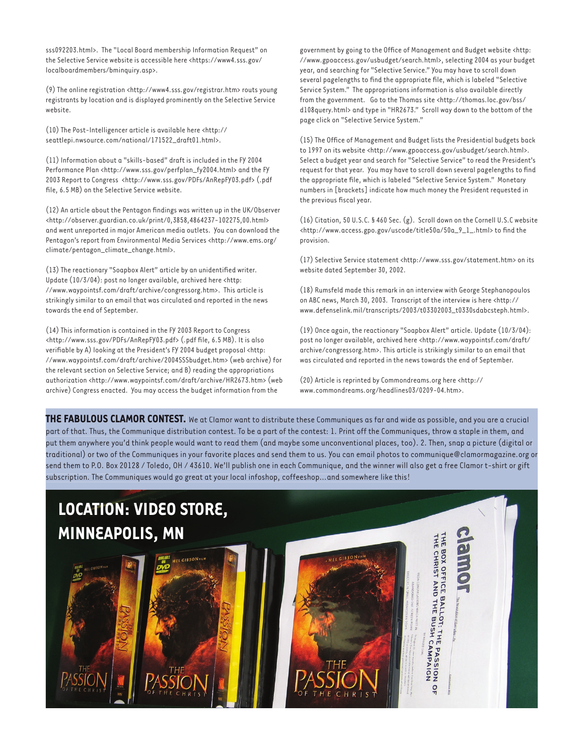sss092203.html>. The "Local Board membership Information Request" on the Selective Service website is accessible here <https://www4.sss.gov/localboardmembers/bminquiry.asp>.

(9) The online registration <http://www4.sss.gov/registrar.htm> routs young registrants by location and is displayed prominently on the Selective Service website.

(10) The Post-Intelligencer article is available here <http://seattlepi.nwsource.com/national/171522_draft01.html>.

(11) Information about a "skills-based" draft is included in the FY 2004 Performance Plan <http://www.sss.gov/perfplan_fy2004.html> and the FY 2003 Report to Congress <http://www.sss.gov/PDFs/AnRepFY03.pdf> (.pdf file, 6.5 MB) on the Selective Service website.

(12) An article about the Pentagon findings was written up in the UK/Observer <http://observer.guardian.co.uk/print/0,3858,4864237-102275,00.html> and went unreported in major American media outlets. You can download the Pentagon's report from Environmental Media Services <http://www.ems.org/climate/pentagon_climate_change.html>.

(13) The reactionary "Soapbox Alert" article by an unidentified writer. Update (10/3/04): post no longer available, archived here <http://www.waypointsf.com/draft/archive/congressorg.htm>. This article is strikingly similar to an email that was circulated and reported in the news towards the end of September.

(14) This information is contained in the FY 2003 Report to Congress <http://www.sss.gov/PDFs/AnRepFY03.pdf> (.pdf file, 6.5 MB). It is also verifiable by A) looking at the President's FY 2004 budget proposal <http://www.waypointsf.com/draft/archive/2004SSSbudget.htm> (web archive) for the relevant section on Selective Service; and B) reading the appropriations authorization <http://www.waypointsf.com/draft/archive/HR2673.htm> (web archive) Congress enacted. You may access the budget information from the government by going to the Office of Management and Budget website <http://www.gpoaccess.gov/usbudget/search.html>, selecting 2004 as your budget year, and searching for "Selective Service." You may have to scroll down several pagelengths to find the appropriate file, which is labeled "Selective Service System." The appropriations information is also available directly from the government. Go to the Thomas site <http://thomas.loc.gov/bss/d108query.html> and type in "HR2673." Scroll way down to the bottom of the page click on "Selective Service System."

(15) The Office of Management and Budget lists the Presidential budgets back to 1997 on its website <http://www.gpoaccess.gov/usbudget/search.html>. Select a budget year and search for "Selective Service" to read the President's request for that year. You may have to scroll down several pagelengths to find the appropriate file, which is labeled "Selective Service System." Monetary numbers in [brackets] indicate how much money the President requested in the previous fiscal year.

(16) Citation, 50 U.S.C. § 460 Sec. (g). Scroll down on the Cornell U.S.C website <http://www.access.gpo.gov/uscode/title50a/50a_9_1_.html> to find the provision.

(17) Selective Service statement <http://www.sss.gov/statement.htm> on its website dated September 30, 2002.

(18) Rumsfeld made this remark in an interview with George Stephanopoulos on ABC news, March 30, 2003. Transcript of the interview is here <http://www.defenselink.mil/transcripts/2003/t03302003_t0330sdabcsteph.html>.

(19) Once again, the reactionary "Soapbox Alert" article. Update (10/3/04): post no longer available, archived here <http://www.waypointsf.com/draft/archive/congressorg.htm>. This article is strikingly similar to an email that was circulated and reported in the news towards the end of September.

(20) Article is reprinted by Commondreams.org here <http://www.commondreams.org/headlines03/0209-04.htm>.

**THE FABULOUS CLAMOR CONTEST.** We at Clamor want to distribute these Communiques as far and wide as possible, and you are a crucial part of that. Thus, the Communique distribution contest. To be a part of the contest: 1. Print off the Communiques, throw a staple in them, and put them anywhere you'd think people would want to read them (and maybe some unconventional places, too). 2. Then, snap a picture (digital or traditional) or two of the Communiques in your favorite places and send them to us. You can email photos to communique@clamormagazine.org or send them to P.O. Box 20128 / Toledo, OH / 43610. We'll publish one in each Communique, and the winner will also get a free Clamor t-shirt or gift subscription. The Communiques would go great at your local infoshop, coffeeshop...and somewhere like this!

## LOCATION: VIDEO STORE, MINNEAPOLIS, MN